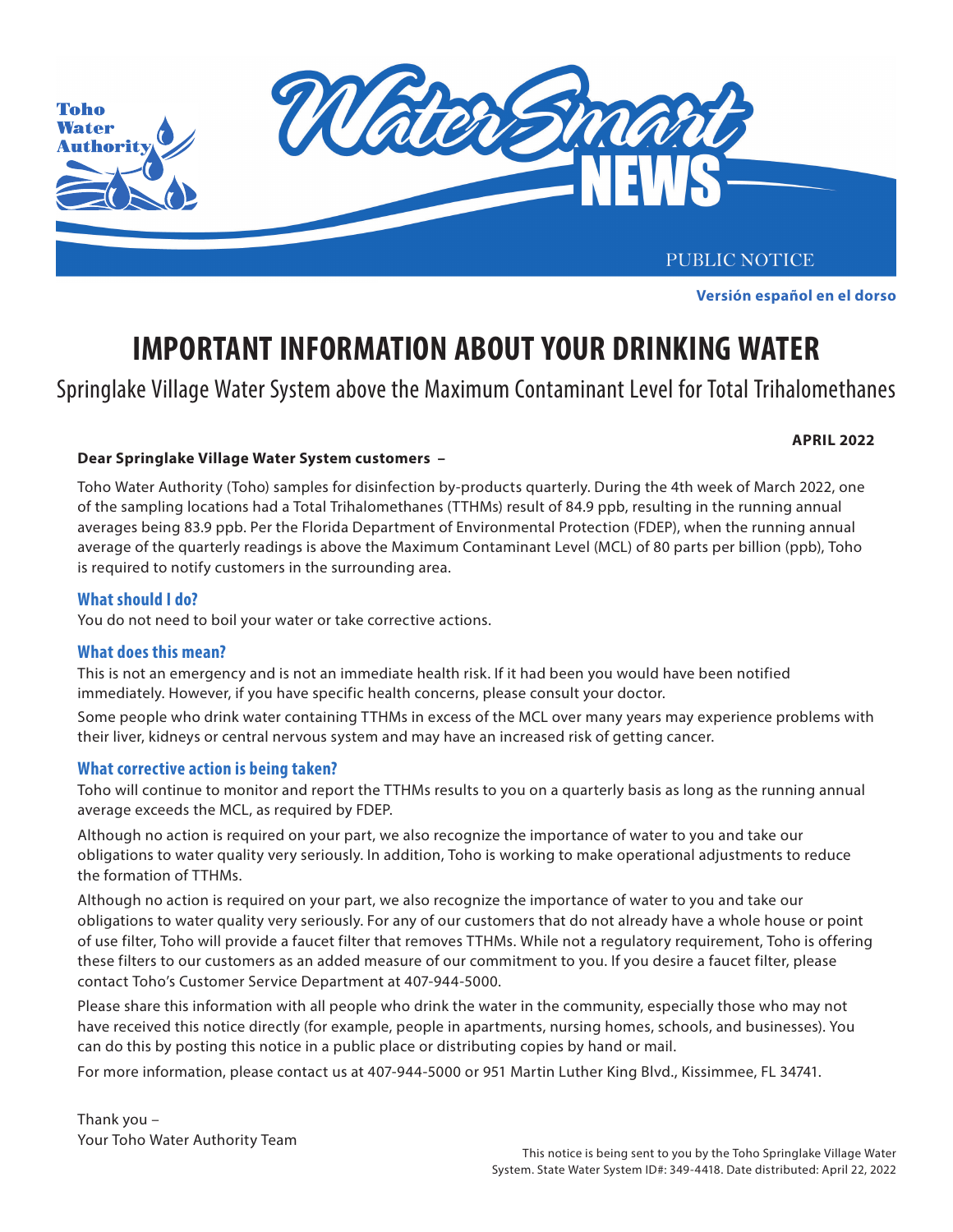Toho Water Authority

# WaterSmart NEWS

PUBLIC NOTICE

**Versión español en el dorso**

# IMPORTANT INFORMATION ABOUT YOUR DRINKING WATER

## Springlake Village Water System above the Maximum Contaminant Level for Total Trihalomethanes

**APRIL 2022**

**Dear Springlake Village Water System customers –**

Toho Water Authority (Toho) samples for disinfection by-products quarterly. During the 4th week of March 2022, one of the sampling locations had a Total Trihalomethanes (TTHMs) result of 84.9 ppb, resulting in the running annual averages being 83.9 ppb. Per the Florida Department of Environmental Protection (FDEP), when the running annual average of the quarterly readings is above the Maximum Contaminant Level (MCL) of 80 parts per billion (ppb), Toho is required to notify customers in the surrounding area.

### What should I do?

You do not need to boil your water or take corrective actions.

### What does this mean?

This is not an emergency and is not an immediate health risk. If it had been you would have been notified immediately. However, if you have specific health concerns, please consult your doctor.

Some people who drink water containing TTHMs in excess of the MCL over many years may experience problems with their liver, kidneys or central nervous system and may have an increased risk of getting cancer.

### What corrective action is being taken?

Toho will continue to monitor and report the TTHMs results to you on a quarterly basis as long as the running annual average exceeds the MCL, as required by FDEP.

Although no action is required on your part, we also recognize the importance of water to you and take our obligations to water quality very seriously. In addition, Toho is working to make operational adjustments to reduce the formation of TTHMs.

Although no action is required on your part, we also recognize the importance of water to you and take our obligations to water quality very seriously. For any of our customers that do not already have a whole house or point of use filter, Toho will provide a faucet filter that removes TTHMs. While not a regulatory requirement, Toho is offering these filters to our customers as an added measure of our commitment to you. If you desire a faucet filter, please contact Toho's Customer Service Department at 407-944-5000.

Please share this information with all people who drink the water in the community, especially those who may not have received this notice directly (for example, people in apartments, nursing homes, schools, and businesses). You can do this by posting this notice in a public place or distributing copies by hand or mail.

For more information, please contact us at 407-944-5000 or 951 Martin Luther King Blvd., Kissimmee, FL 34741.

Thank you –
Your Toho Water Authority Team

This notice is being sent to you by the Toho Springlake Village Water System. State Water System ID#: 349-4418. Date distributed: April 22, 2022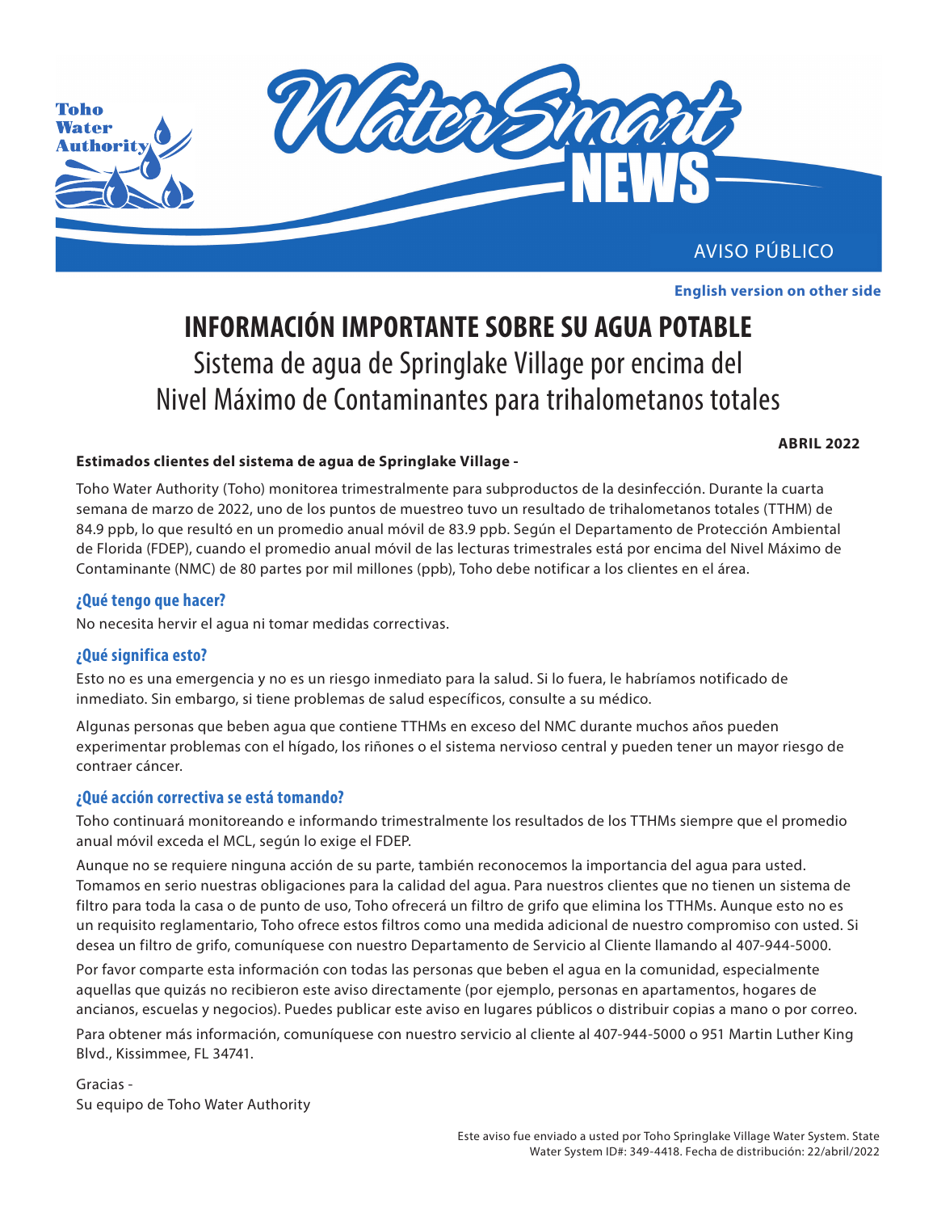Toho Water Authority

# WaterSmart NEWS

AVISO PÚBLICO

**English version on other side**

# INFORMACIÓN IMPORTANTE SOBRE SU AGUA POTABLE

## Sistema de agua de Springlake Village por encima del Nivel Máximo de Contaminantes para trihalometanos totales

**ABRIL 2022**

**Estimados clientes del sistema de agua de Springlake Village -**

Toho Water Authority (Toho) monitorea trimestralmente para subproductos de la desinfección. Durante la cuarta semana de marzo de 2022, uno de los puntos de muestreo tuvo un resultado de trihalometanos totales (TTHM) de 84.9 ppb, lo que resultó en un promedio anual móvil de 83.9 ppb. Según el Departamento de Protección Ambiental de Florida (FDEP), cuando el promedio anual móvil de las lecturas trimestrales está por encima del Nivel Máximo de Contaminante (NMC) de 80 partes por mil millones (ppb), Toho debe notificar a los clientes en el área.

### ¿Qué tengo que hacer?

No necesita hervir el agua ni tomar medidas correctivas.

### ¿Qué significa esto?

Esto no es una emergencia y no es un riesgo inmediato para la salud. Si lo fuera, le habríamos notificado de inmediato. Sin embargo, si tiene problemas de salud específicos, consulte a su médico.

Algunas personas que beben agua que contiene TTHMs en exceso del NMC durante muchos años pueden experimentar problemas con el hígado, los riñones o el sistema nervioso central y pueden tener un mayor riesgo de contraer cáncer.

### ¿Qué acción correctiva se está tomando?

Toho continuará monitoreando e informando trimestralmente los resultados de los TTHMs siempre que el promedio anual móvil exceda el MCL, según lo exige el FDEP.

Aunque no se requiere ninguna acción de su parte, también reconocemos la importancia del agua para usted. Tomamos en serio nuestras obligaciones para la calidad del agua. Para nuestros clientes que no tienen un sistema de filtro para toda la casa o de punto de uso, Toho ofrecerá un filtro de grifo que elimina los TTHMs. Aunque esto no es un requisito reglamentario, Toho ofrece estos filtros como una medida adicional de nuestro compromiso con usted. Si desea un filtro de grifo, comuníquese con nuestro Departamento de Servicio al Cliente llamando al 407-944-5000.

Por favor comparte esta información con todas las personas que beben el agua en la comunidad, especialmente aquellas que quizás no recibieron este aviso directamente (por ejemplo, personas en apartamentos, hogares de ancianos, escuelas y negocios). Puedes publicar este aviso en lugares públicos o distribuir copias a mano o por correo.

Para obtener más información, comuníquese con nuestro servicio al cliente al 407-944-5000 o 951 Martin Luther King Blvd., Kissimmee, FL 34741.

Gracias -
Su equipo de Toho Water Authority

Este aviso fue enviado a usted por Toho Springlake Village Water System. State Water System ID#: 349-4418. Fecha de distribución: 22/abril/2022